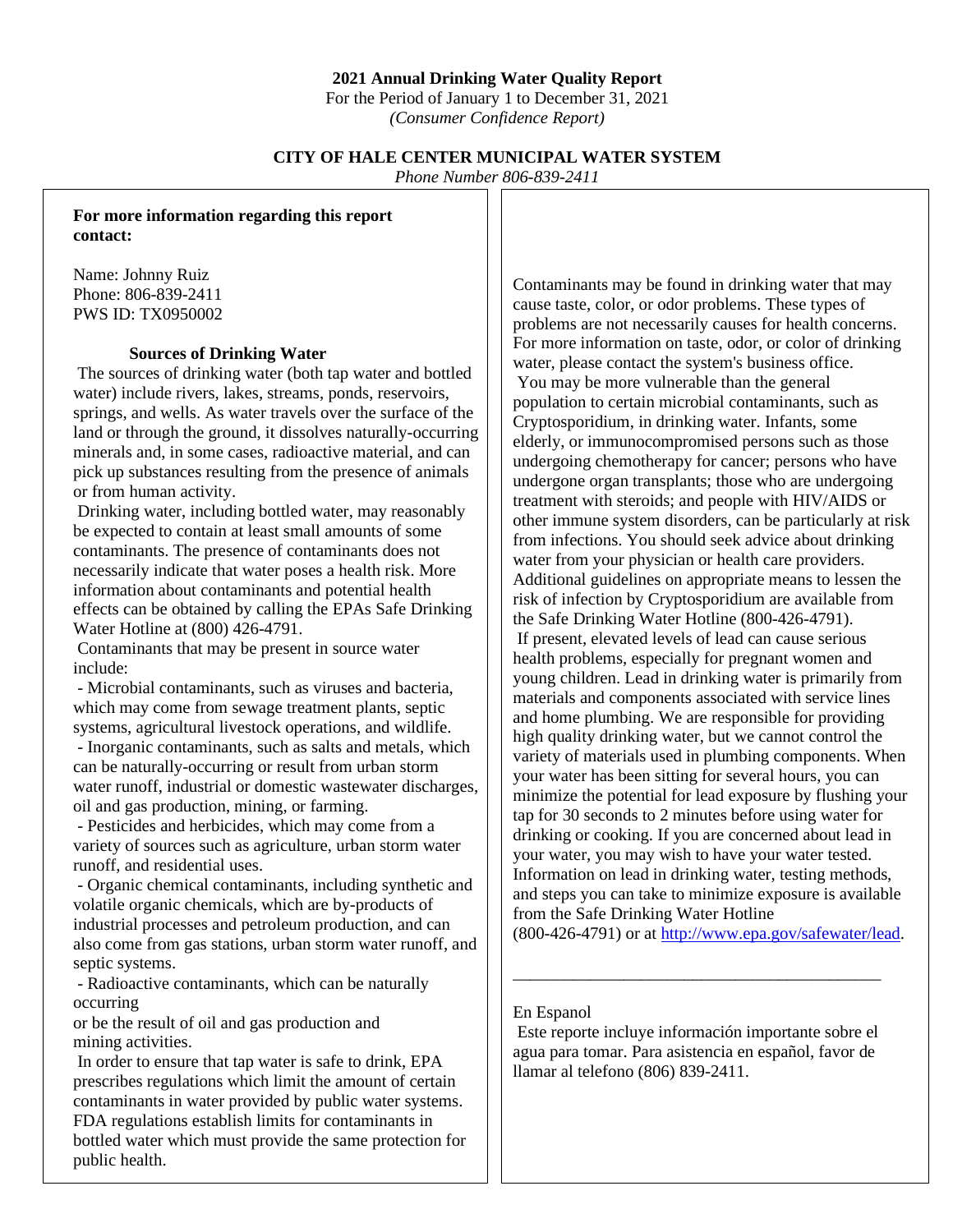**2021 Annual Drinking Water Quality Report**

For the Period of January 1 to December 31, 2021

*(Consumer Confidence Report)*

**CITY OF HALE CENTER MUNICIPAL WATER SYSTEM**

*Phone Number 806-839-2411*

**For more information regarding this report contact:**

Name: Johnny Ruiz
Phone: 806-839-2411
PWS ID: TX0950002

### Sources of Drinking Water

The sources of drinking water (both tap water and bottled water) include rivers, lakes, streams, ponds, reservoirs, springs, and wells. As water travels over the surface of the land or through the ground, it dissolves naturally-occurring minerals and, in some cases, radioactive material, and can pick up substances resulting from the presence of animals or from human activity.

Drinking water, including bottled water, may reasonably be expected to contain at least small amounts of some contaminants. The presence of contaminants does not necessarily indicate that water poses a health risk. More information about contaminants and potential health effects can be obtained by calling the EPAs Safe Drinking Water Hotline at (800) 426-4791.

Contaminants that may be present in source water include:

- Microbial contaminants, such as viruses and bacteria, which may come from sewage treatment plants, septic systems, agricultural livestock operations, and wildlife.
- Inorganic contaminants, such as salts and metals, which can be naturally-occurring or result from urban storm water runoff, industrial or domestic wastewater discharges, oil and gas production, mining, or farming.
- Pesticides and herbicides, which may come from a variety of sources such as agriculture, urban storm water runoff, and residential uses.
- Organic chemical contaminants, including synthetic and volatile organic chemicals, which are by-products of industrial processes and petroleum production, and can also come from gas stations, urban storm water runoff, and septic systems.
- Radioactive contaminants, which can be naturally occurring or be the result of oil and gas production and mining activities.

In order to ensure that tap water is safe to drink, EPA prescribes regulations which limit the amount of certain contaminants in water provided by public water systems. FDA regulations establish limits for contaminants in bottled water which must provide the same protection for public health.

Contaminants may be found in drinking water that may cause taste, color, or odor problems. These types of problems are not necessarily causes for health concerns. For more information on taste, odor, or color of drinking water, please contact the system's business office.

You may be more vulnerable than the general population to certain microbial contaminants, such as Cryptosporidium, in drinking water. Infants, some elderly, or immunocompromised persons such as those undergoing chemotherapy for cancer; persons who have undergone organ transplants; those who are undergoing treatment with steroids; and people with HIV/AIDS or other immune system disorders, can be particularly at risk from infections. You should seek advice about drinking water from your physician or health care providers. Additional guidelines on appropriate means to lessen the risk of infection by Cryptosporidium are available from the Safe Drinking Water Hotline (800-426-4791).

If present, elevated levels of lead can cause serious health problems, especially for pregnant women and young children. Lead in drinking water is primarily from materials and components associated with service lines and home plumbing. We are responsible for providing high quality drinking water, but we cannot control the variety of materials used in plumbing components. When your water has been sitting for several hours, you can minimize the potential for lead exposure by flushing your tap for 30 seconds to 2 minutes before using water for drinking or cooking. If you are concerned about lead in your water, you may wish to have your water tested. Information on lead in drinking water, testing methods, and steps you can take to minimize exposure is available from the Safe Drinking Water Hotline (800-426-4791) or at http://www.epa.gov/safewater/lead.

---

En Espanol

Este reporte incluye información importante sobre el agua para tomar. Para asistencia en español, favor de llamar al telefono (806) 839-2411.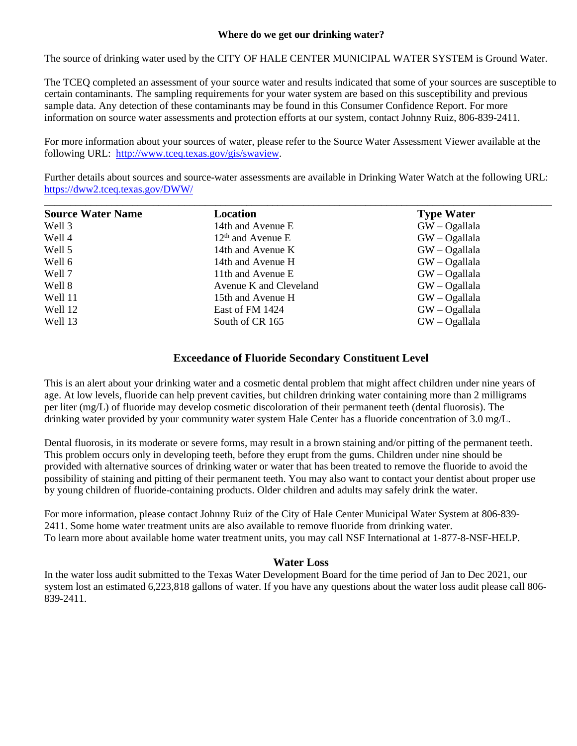## Where do we get our drinking water?

The source of drinking water used by the CITY OF HALE CENTER MUNICIPAL WATER SYSTEM is Ground Water.

The TCEQ completed an assessment of your source water and results indicated that some of your sources are susceptible to certain contaminants. The sampling requirements for your water system are based on this susceptibility and previous sample data. Any detection of these contaminants may be found in this Consumer Confidence Report. For more information on source water assessments and protection efforts at our system, contact Johnny Ruiz, 806-839-2411.

For more information about your sources of water, please refer to the Source Water Assessment Viewer available at the following URL: http://www.tceq.texas.gov/gis/swaview.

Further details about sources and source-water assessments are available in Drinking Water Watch at the following URL: https://dww2.tceq.texas.gov/DWW/

| Source Water Name | Location | Type Water |
|---|---|---|
| Well 3 | 14th and Avenue E | GW – Ogallala |
| Well 4 | 12th and Avenue E | GW – Ogallala |
| Well 5 | 14th and Avenue K | GW – Ogallala |
| Well 6 | 14th and Avenue H | GW – Ogallala |
| Well 7 | 11th and Avenue E | GW – Ogallala |
| Well 8 | Avenue K and Cleveland | GW – Ogallala |
| Well 11 | 15th and Avenue H | GW – Ogallala |
| Well 12 | East of FM 1424 | GW – Ogallala |
| Well 13 | South of CR 165 | GW – Ogallala |

## Exceedance of Fluoride Secondary Constituent Level

This is an alert about your drinking water and a cosmetic dental problem that might affect children under nine years of age. At low levels, fluoride can help prevent cavities, but children drinking water containing more than 2 milligrams per liter (mg/L) of fluoride may develop cosmetic discoloration of their permanent teeth (dental fluorosis). The drinking water provided by your community water system Hale Center has a fluoride concentration of 3.0 mg/L.

Dental fluorosis, in its moderate or severe forms, may result in a brown staining and/or pitting of the permanent teeth. This problem occurs only in developing teeth, before they erupt from the gums. Children under nine should be provided with alternative sources of drinking water or water that has been treated to remove the fluoride to avoid the possibility of staining and pitting of their permanent teeth. You may also want to contact your dentist about proper use by young children of fluoride-containing products. Older children and adults may safely drink the water.

For more information, please contact Johnny Ruiz of the City of Hale Center Municipal Water System at 806-839-2411. Some home water treatment units are also available to remove fluoride from drinking water.
To learn more about available home water treatment units, you may call NSF International at 1-877-8-NSF-HELP.

## Water Loss

In the water loss audit submitted to the Texas Water Development Board for the time period of Jan to Dec 2021, our system lost an estimated 6,223,818 gallons of water. If you have any questions about the water loss audit please call 806-839-2411.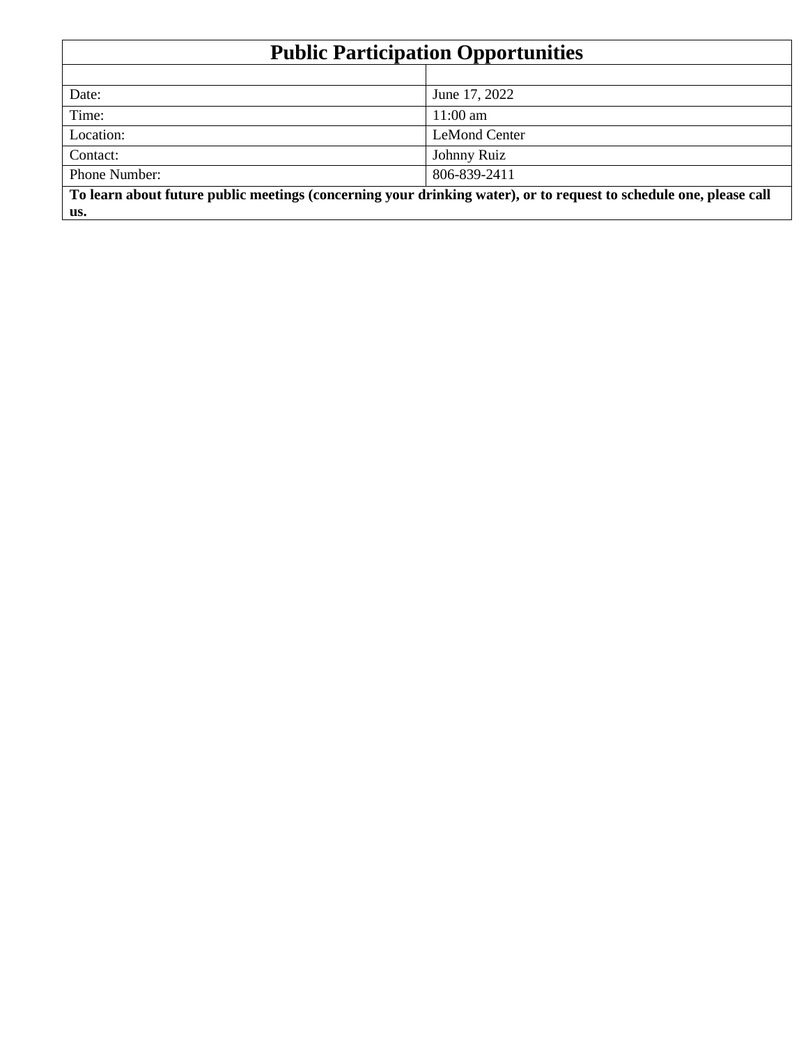| Public Participation Opportunities | |
|---|---|
| | |
| Date: | June 17, 2022 |
| Time: | 11:00 am |
| Location: | LeMond Center |
| Contact: | Johnny Ruiz |
| Phone Number: | 806-839-2411 |

**To learn about future public meetings (concerning your drinking water), or to request to schedule one, please call us.**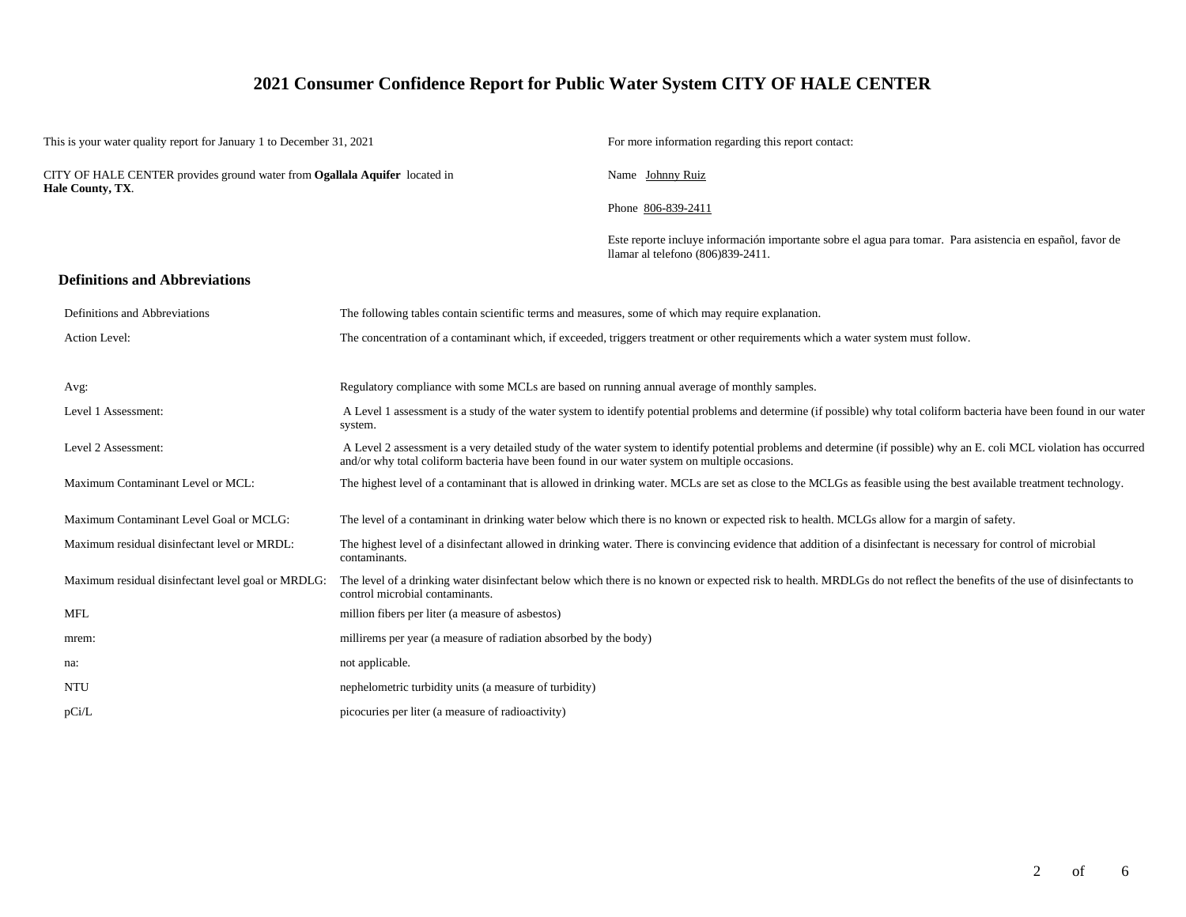# 2021 Consumer Confidence Report for Public Water System CITY OF HALE CENTER

This is your water quality report for January 1 to December 31, 2021

CITY OF HALE CENTER provides ground water from **Ogallala Aquifer** located in **Hale County, TX**.

For more information regarding this report contact:

Name Johnny Ruiz

Phone 806-839-2411

Este reporte incluye información importante sobre el agua para tomar. Para asistencia en español, favor de llamar al telefono (806)839-2411.

## Definitions and Abbreviations

| Definitions and Abbreviations | The following tables contain scientific terms and measures, some of which may require explanation. |
|---|---|
| Action Level: | The concentration of a contaminant which, if exceeded, triggers treatment or other requirements which a water system must follow. |
| Avg: | Regulatory compliance with some MCLs are based on running annual average of monthly samples. |
| Level 1 Assessment: | A Level 1 assessment is a study of the water system to identify potential problems and determine (if possible) why total coliform bacteria have been found in our water system. |
| Level 2 Assessment: | A Level 2 assessment is a very detailed study of the water system to identify potential problems and determine (if possible) why an E. coli MCL violation has occurred and/or why total coliform bacteria have been found in our water system on multiple occasions. |
| Maximum Contaminant Level or MCL: | The highest level of a contaminant that is allowed in drinking water. MCLs are set as close to the MCLGs as feasible using the best available treatment technology. |
| Maximum Contaminant Level Goal or MCLG: | The level of a contaminant in drinking water below which there is no known or expected risk to health. MCLGs allow for a margin of safety. |
| Maximum residual disinfectant level or MRDL: | The highest level of a disinfectant allowed in drinking water. There is convincing evidence that addition of a disinfectant is necessary for control of microbial contaminants. |
| Maximum residual disinfectant level goal or MRDLG: | The level of a drinking water disinfectant below which there is no known or expected risk to health. MRDLGs do not reflect the benefits of the use of disinfectants to control microbial contaminants. |
| MFL | million fibers per liter (a measure of asbestos) |
| mrem: | millirems per year (a measure of radiation absorbed by the body) |
| na: | not applicable. |
| NTU | nephelometric turbidity units (a measure of turbidity) |
| pCi/L | picocuries per liter (a measure of radioactivity) |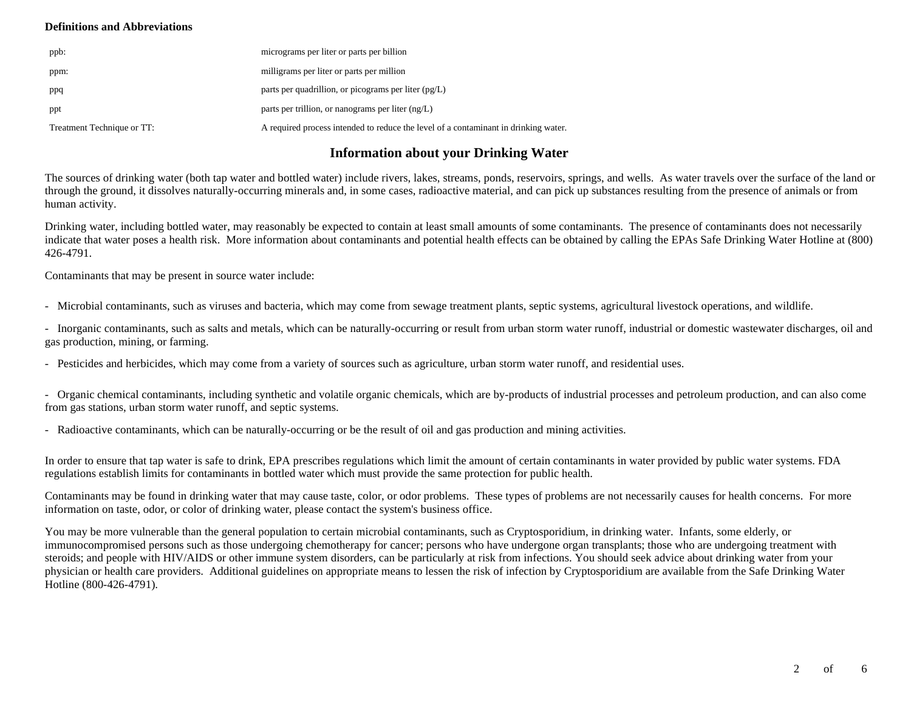**Definitions and Abbreviations**

| | |
|---|---|
| ppb: | micrograms per liter or parts per billion |
| ppm: | milligrams per liter or parts per million |
| ppq | parts per quadrillion, or picograms per liter (pg/L) |
| ppt | parts per trillion, or nanograms per liter (ng/L) |
| Treatment Technique or TT: | A required process intended to reduce the level of a contaminant in drinking water. |

## Information about your Drinking Water

The sources of drinking water (both tap water and bottled water) include rivers, lakes, streams, ponds, reservoirs, springs, and wells. As water travels over the surface of the land or through the ground, it dissolves naturally-occurring minerals and, in some cases, radioactive material, and can pick up substances resulting from the presence of animals or from human activity.

Drinking water, including bottled water, may reasonably be expected to contain at least small amounts of some contaminants. The presence of contaminants does not necessarily indicate that water poses a health risk. More information about contaminants and potential health effects can be obtained by calling the EPAs Safe Drinking Water Hotline at (800) 426-4791.

Contaminants that may be present in source water include:

- Microbial contaminants, such as viruses and bacteria, which may come from sewage treatment plants, septic systems, agricultural livestock operations, and wildlife.
- Inorganic contaminants, such as salts and metals, which can be naturally-occurring or result from urban storm water runoff, industrial or domestic wastewater discharges, oil and gas production, mining, or farming.
- Pesticides and herbicides, which may come from a variety of sources such as agriculture, urban storm water runoff, and residential uses.
- Organic chemical contaminants, including synthetic and volatile organic chemicals, which are by-products of industrial processes and petroleum production, and can also come from gas stations, urban storm water runoff, and septic systems.
- Radioactive contaminants, which can be naturally-occurring or be the result of oil and gas production and mining activities.

In order to ensure that tap water is safe to drink, EPA prescribes regulations which limit the amount of certain contaminants in water provided by public water systems. FDA regulations establish limits for contaminants in bottled water which must provide the same protection for public health.

Contaminants may be found in drinking water that may cause taste, color, or odor problems. These types of problems are not necessarily causes for health concerns. For more information on taste, odor, or color of drinking water, please contact the system's business office.

You may be more vulnerable than the general population to certain microbial contaminants, such as Cryptosporidium, in drinking water. Infants, some elderly, or immunocompromised persons such as those undergoing chemotherapy for cancer; persons who have undergone organ transplants; those who are undergoing treatment with steroids; and people with HIV/AIDS or other immune system disorders, can be particularly at risk from infections. You should seek advice about drinking water from your physician or health care providers. Additional guidelines on appropriate means to lessen the risk of infection by Cryptosporidium are available from the Safe Drinking Water Hotline (800-426-4791).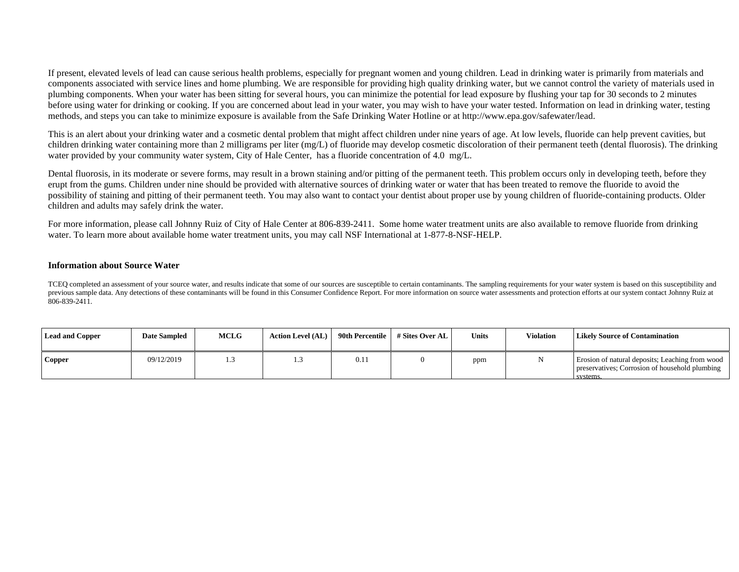If present, elevated levels of lead can cause serious health problems, especially for pregnant women and young children. Lead in drinking water is primarily from materials and components associated with service lines and home plumbing. We are responsible for providing high quality drinking water, but we cannot control the variety of materials used in plumbing components. When your water has been sitting for several hours, you can minimize the potential for lead exposure by flushing your tap for 30 seconds to 2 minutes before using water for drinking or cooking. If you are concerned about lead in your water, you may wish to have your water tested. Information on lead in drinking water, testing methods, and steps you can take to minimize exposure is available from the Safe Drinking Water Hotline or at http://www.epa.gov/safewater/lead.

This is an alert about your drinking water and a cosmetic dental problem that might affect children under nine years of age. At low levels, fluoride can help prevent cavities, but children drinking water containing more than 2 milligrams per liter (mg/L) of fluoride may develop cosmetic discoloration of their permanent teeth (dental fluorosis). The drinking water provided by your community water system, City of Hale Center, has a fluoride concentration of 4.0 mg/L.

Dental fluorosis, in its moderate or severe forms, may result in a brown staining and/or pitting of the permanent teeth. This problem occurs only in developing teeth, before they erupt from the gums. Children under nine should be provided with alternative sources of drinking water or water that has been treated to remove the fluoride to avoid the possibility of staining and pitting of their permanent teeth. You may also want to contact your dentist about proper use by young children of fluoride-containing products. Older children and adults may safely drink the water.

For more information, please call Johnny Ruiz of City of Hale Center at 806-839-2411. Some home water treatment units are also available to remove fluoride from drinking water. To learn more about available home water treatment units, you may call NSF International at 1-877-8-NSF-HELP.

### Information about Source Water

TCEQ completed an assessment of your source water, and results indicate that some of our sources are susceptible to certain contaminants. The sampling requirements for your water system is based on this susceptibility and previous sample data. Any detections of these contaminants will be found in this Consumer Confidence Report. For more information on source water assessments and protection efforts at our system contact Johnny Ruiz at 806-839-2411.

| Lead and Copper | Date Sampled | MCLG | Action Level (AL) | 90th Percentile | # Sites Over AL | Units | Violation | Likely Source of Contamination |
|---|---|---|---|---|---|---|---|---|
| **Copper** | 09/12/2019 | 1.3 | 1.3 | 0.11 | 0 | ppm | N | Erosion of natural deposits; Leaching from wood preservatives; Corrosion of household plumbing systems. |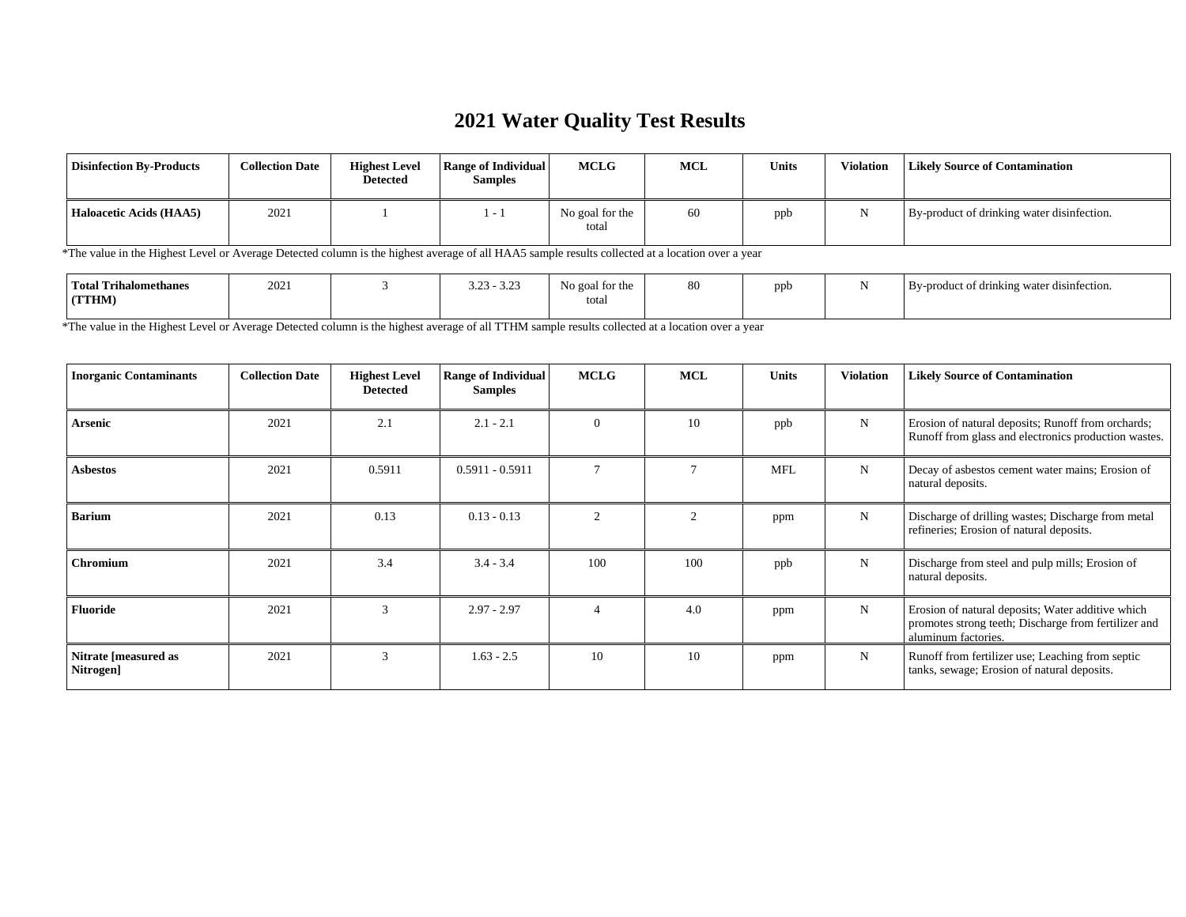# 2021 Water Quality Test Results

| Disinfection By-Products | Collection Date | Highest Level Detected | Range of Individual Samples | MCLG | MCL | Units | Violation | Likely Source of Contamination |
|---|---|---|---|---|---|---|---|---|
| **Haloacetic Acids (HAA5)** | 2021 | 1 | 1 - 1 | No goal for the total | 60 | ppb | N | By-product of drinking water disinfection. |

*The value in the Highest Level or Average Detected column is the highest average of all HAA5 sample results collected at a location over a year

| Disinfection By-Products | Collection Date | Highest Level Detected | Range of Individual Samples | MCLG | MCL | Units | Violation | Likely Source of Contamination |
|---|---|---|---|---|---|---|---|---|
| **Total Trihalomethanes (TTHM)** | 2021 | 3 | 3.23 - 3.23 | No goal for the total | 80 | ppb | N | By-product of drinking water disinfection. |

*The value in the Highest Level or Average Detected column is the highest average of all TTHM sample results collected at a location over a year

| Inorganic Contaminants | Collection Date | Highest Level Detected | Range of Individual Samples | MCLG | MCL | Units | Violation | Likely Source of Contamination |
|---|---|---|---|---|---|---|---|---|
| **Arsenic** | 2021 | 2.1 | 2.1 - 2.1 | 0 | 10 | ppb | N | Erosion of natural deposits; Runoff from orchards; Runoff from glass and electronics production wastes. |
| **Asbestos** | 2021 | 0.5911 | 0.5911 - 0.5911 | 7 | 7 | MFL | N | Decay of asbestos cement water mains; Erosion of natural deposits. |
| **Barium** | 2021 | 0.13 | 0.13 - 0.13 | 2 | 2 | ppm | N | Discharge of drilling wastes; Discharge from metal refineries; Erosion of natural deposits. |
| **Chromium** | 2021 | 3.4 | 3.4 - 3.4 | 100 | 100 | ppb | N | Discharge from steel and pulp mills; Erosion of natural deposits. |
| **Fluoride** | 2021 | 3 | 2.97 - 2.97 | 4 | 4.0 | ppm | N | Erosion of natural deposits; Water additive which promotes strong teeth; Discharge from fertilizer and aluminum factories. |
| **Nitrate [measured as Nitrogen]** | 2021 | 3 | 1.63 - 2.5 | 10 | 10 | ppm | N | Runoff from fertilizer use; Leaching from septic tanks, sewage; Erosion of natural deposits. |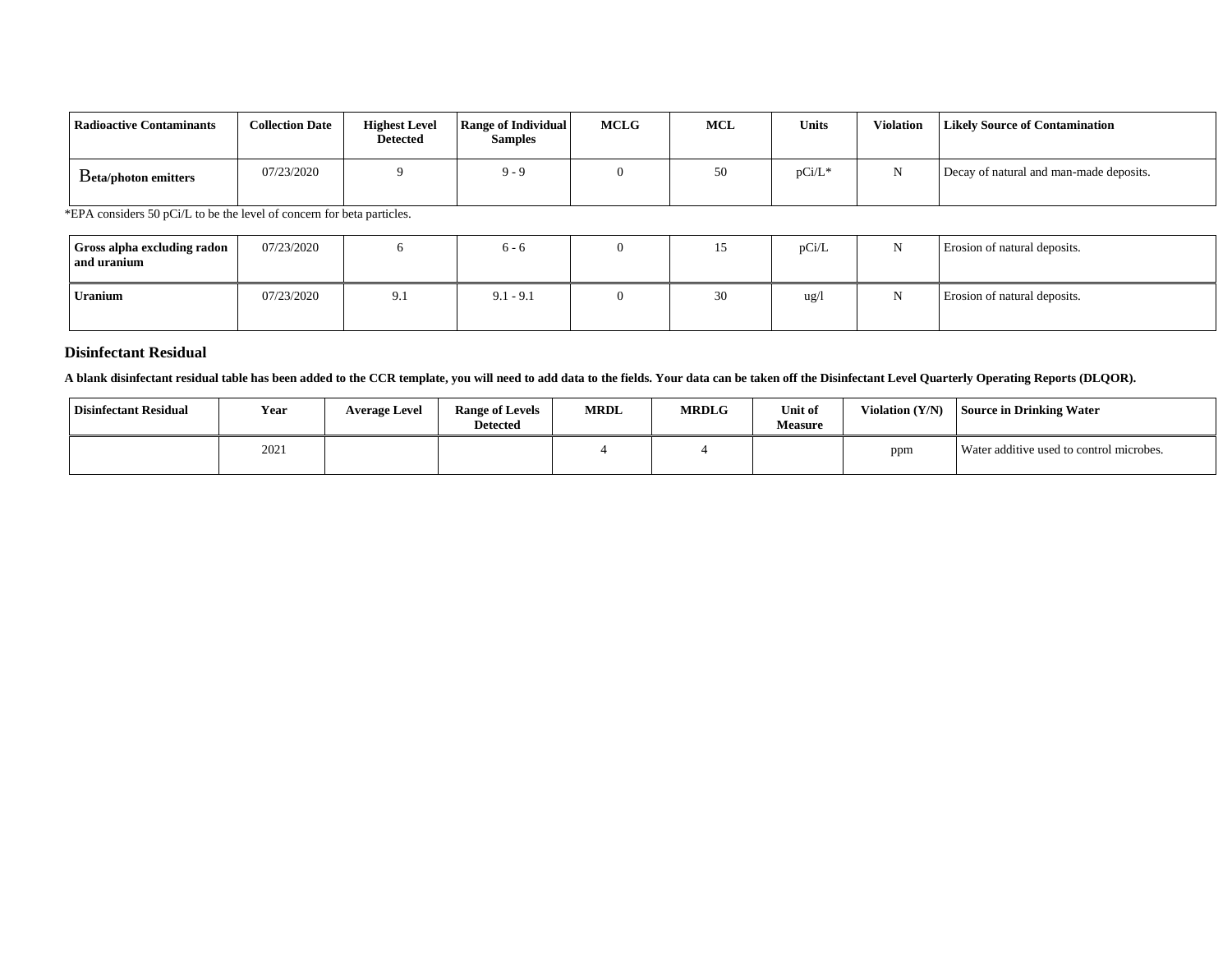| Radioactive Contaminants | Collection Date | Highest Level Detected | Range of Individual Samples | MCLG | MCL | Units | Violation | Likely Source of Contamination |
|---|---|---|---|---|---|---|---|---|
| **Beta/photon emitters** | 07/23/2020 | 9 | 9 - 9 | 0 | 50 | pCi/L* | N | Decay of natural and man-made deposits. |

*EPA considers 50 pCi/L to be the level of concern for beta particles.

| Radioactive Contaminants | Collection Date | Highest Level Detected | Range of Individual Samples | MCLG | MCL | Units | Violation | Likely Source of Contamination |
|---|---|---|---|---|---|---|---|---|
| **Gross alpha excluding radon and uranium** | 07/23/2020 | 6 | 6 - 6 | 0 | 15 | pCi/L | N | Erosion of natural deposits. |
| **Uranium** | 07/23/2020 | 9.1 | 9.1 - 9.1 | 0 | 30 | ug/l | N | Erosion of natural deposits. |

## Disinfectant Residual

**A blank disinfectant residual table has been added to the CCR template, you will need to add data to the fields. Your data can be taken off the Disinfectant Level Quarterly Operating Reports (DLQOR).**

| Disinfectant Residual | Year | Average Level | Range of Levels Detected | MRDL | MRDLG | Unit of Measure | Violation (Y/N) | Source in Drinking Water |
|---|---|---|---|---|---|---|---|---|
| | 2021 | | | 4 | 4 | | ppm | Water additive used to control microbes. |